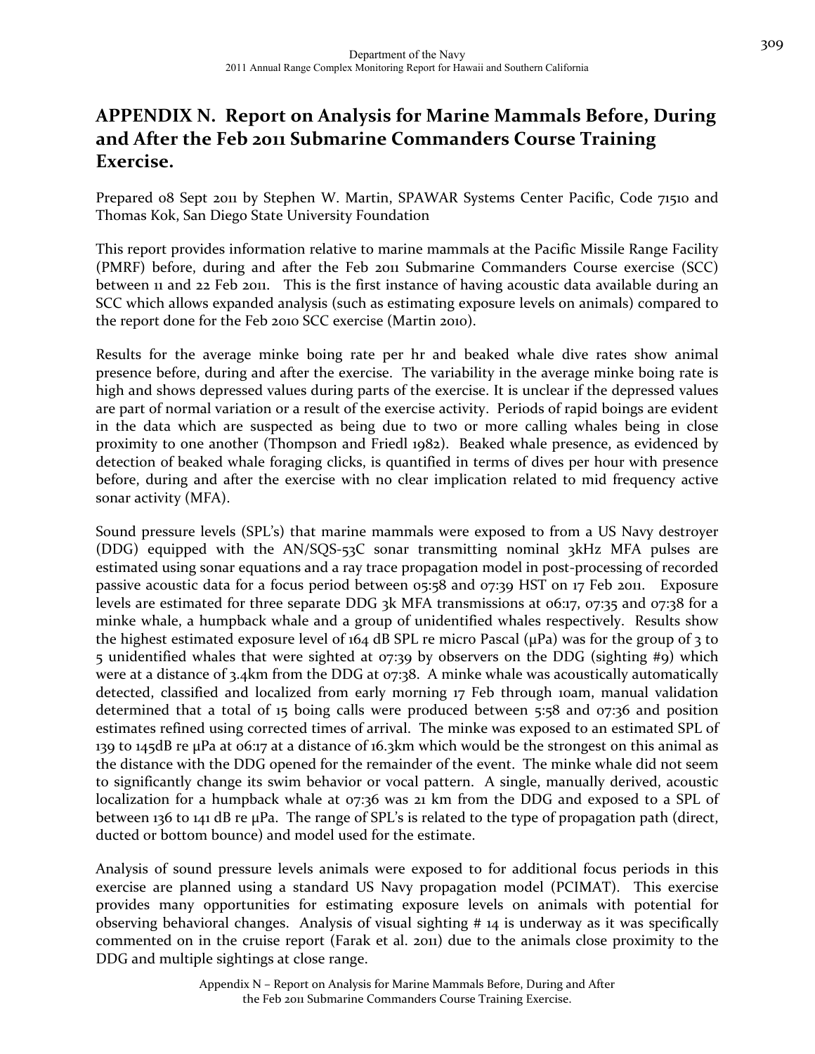# APPENDIX N. Report on Analysis for Marine Mammals Before, During and After the Feb 2011 Submarine Commanders Course Training Exercise.

Prepared 08 Sept 2011 by Stephen W. Martin, SPAWAR Systems Center Pacific, Code 71510 and Thomas Kok, San Diego State University Foundation

This report provides information relative to marine mammals at the Pacific Missile Range Facility (PMRF) before, during and after the Feb 2011 Submarine Commanders Course exercise (SCC) between 11 and 22 Feb 2011. This is the first instance of having acoustic data available during an SCC which allows expanded analysis (such as estimating exposure levels on animals) compared to the report done for the Feb 2010 SCC exercise (Martin 2010).

Results for the average minke boing rate per hr and beaked whale dive rates show animal presence before, during and after the exercise. The variability in the average minke boing rate is high and shows depressed values during parts of the exercise. It is unclear if the depressed values are part of normal variation or a result of the exercise activity. Periods of rapid boings are evident in the data which are suspected as being due to two or more calling whales being in close proximity to one another (Thompson and Friedl 1982). Beaked whale presence, as evidenced by detection of beaked whale foraging clicks, is quantified in terms of dives per hour with presence before, during and after the exercise with no clear implication related to mid frequency active sonar activity (MFA).

Sound pressure levels (SPL's) that marine mammals were exposed to from a US Navy destroyer (DDG) equipped with the AN/SQS-53C sonar transmitting nominal 3kHz MFA pulses are estimated using sonar equations and a ray trace propagation model in post-processing of recorded passive acoustic data for a focus period between 05:58 and 07:39 HST on 17 Feb 2011. Exposure levels are estimated for three separate DDG 3k MFA transmissions at 06:17, 07:35 and 07:38 for a minke whale, a humpback whale and a group of unidentified whales respectively. Results show the highest estimated exposure level of 164 dB SPL re micro Pascal (μPa) was for the group of 3 to 5 unidentified whales that were sighted at 07:39 by observers on the DDG (sighting #9) which were at a distance of 3.4km from the DDG at 07:38. A minke whale was acoustically automatically detected, classified and localized from early morning 17 Feb through 10am, manual validation determined that a total of 15 boing calls were produced between 5:58 and 07:36 and position estimates refined using corrected times of arrival. The minke was exposed to an estimated SPL of 139 to 145dB re μPa at 06:17 at a distance of 16.3km which would be the strongest on this animal as the distance with the DDG opened for the remainder of the event. The minke whale did not seem to significantly change its swim behavior or vocal pattern. A single, manually derived, acoustic localization for a humpback whale at 07:36 was 21 km from the DDG and exposed to a SPL of between 136 to 141 dB re μPa. The range of SPL's is related to the type of propagation path (direct, ducted or bottom bounce) and model used for the estimate.

Analysis of sound pressure levels animals were exposed to for additional focus periods in this exercise are planned using a standard US Navy propagation model (PCIMAT). This exercise provides many opportunities for estimating exposure levels on animals with potential for observing behavioral changes. Analysis of visual sighting # 14 is underway as it was specifically commented on in the cruise report (Farak et al. 2011) due to the animals close proximity to the DDG and multiple sightings at close range.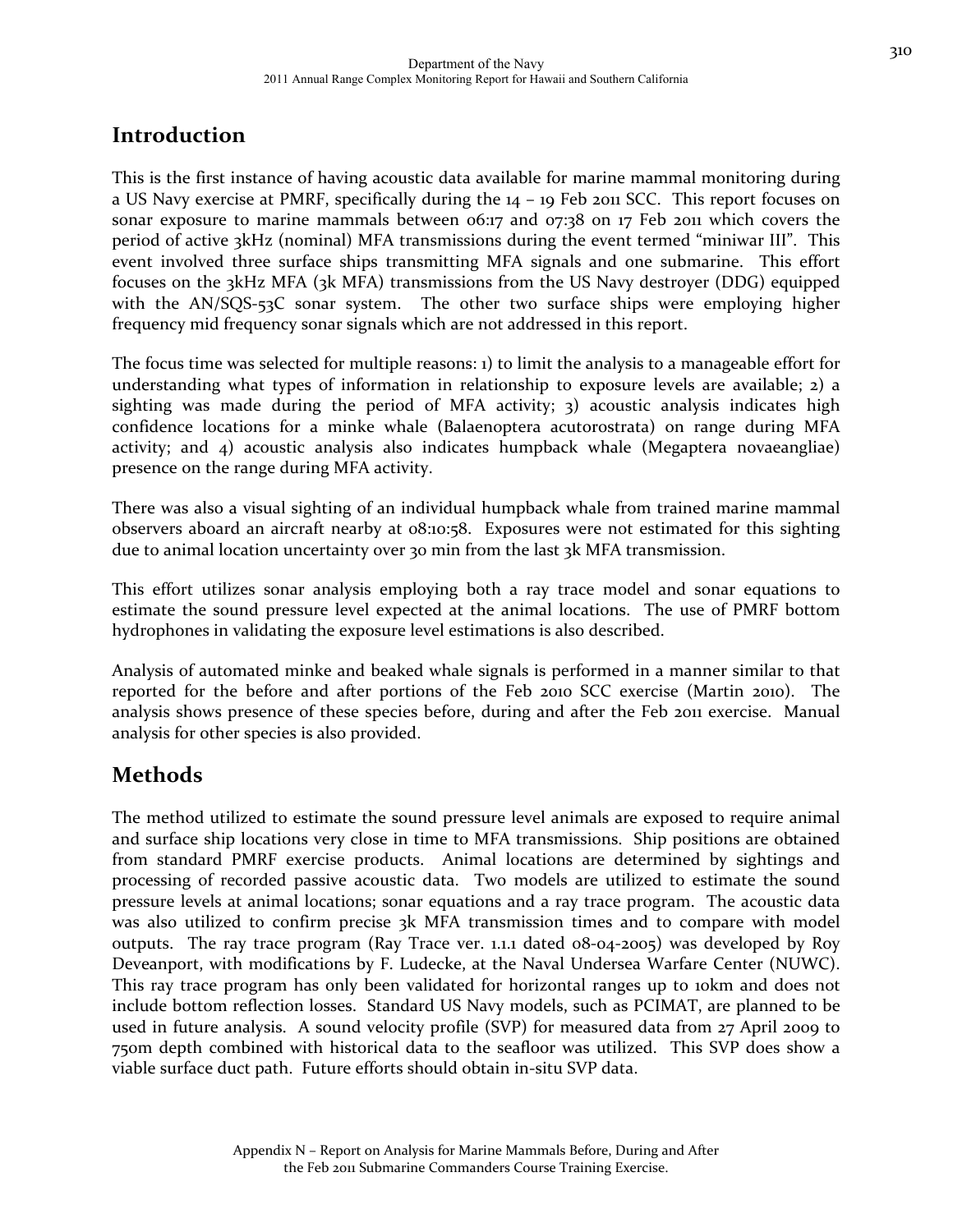## Introduction

This is the first instance of having acoustic data available for marine mammal monitoring during a US Navy exercise at PMRF, specifically during the 14 – 19 Feb 2011 SCC. This report focuses on sonar exposure to marine mammals between 06:17 and 07:38 on 17 Feb 2011 which covers the period of active 3kHz (nominal) MFA transmissions during the event termed "miniwar III". This event involved three surface ships transmitting MFA signals and one submarine. This effort focuses on the 3kHz MFA (3k MFA) transmissions from the US Navy destroyer (DDG) equipped with the AN/SQS-53C sonar system. The other two surface ships were employing higher frequency mid frequency sonar signals which are not addressed in this report.

The focus time was selected for multiple reasons: 1) to limit the analysis to a manageable effort for understanding what types of information in relationship to exposure levels are available; 2) a sighting was made during the period of MFA activity; 3) acoustic analysis indicates high confidence locations for a minke whale (Balaenoptera acutorostrata) on range during MFA activity; and 4) acoustic analysis also indicates humpback whale (Megaptera novaeangliae) presence on the range during MFA activity.

There was also a visual sighting of an individual humpback whale from trained marine mammal observers aboard an aircraft nearby at 08:10:58. Exposures were not estimated for this sighting due to animal location uncertainty over 30 min from the last 3k MFA transmission.

This effort utilizes sonar analysis employing both a ray trace model and sonar equations to estimate the sound pressure level expected at the animal locations. The use of PMRF bottom hydrophones in validating the exposure level estimations is also described.

Analysis of automated minke and beaked whale signals is performed in a manner similar to that reported for the before and after portions of the Feb 2010 SCC exercise (Martin 2010). The analysis shows presence of these species before, during and after the Feb 2011 exercise. Manual analysis for other species is also provided.

## Methods

The method utilized to estimate the sound pressure level animals are exposed to require animal and surface ship locations very close in time to MFA transmissions. Ship positions are obtained from standard PMRF exercise products. Animal locations are determined by sightings and processing of recorded passive acoustic data. Two models are utilized to estimate the sound pressure levels at animal locations; sonar equations and a ray trace program. The acoustic data was also utilized to confirm precise 3k MFA transmission times and to compare with model outputs. The ray trace program (Ray Trace ver. 1.1.1 dated 08-04-2005) was developed by Roy Deveanport, with modifications by F. Ludecke, at the Naval Undersea Warfare Center (NUWC). This ray trace program has only been validated for horizontal ranges up to 10km and does not include bottom reflection losses. Standard US Navy models, such as PCIMAT, are planned to be used in future analysis. A sound velocity profile (SVP) for measured data from 27 April 2009 to 750m depth combined with historical data to the seafloor was utilized. This SVP does show a viable surface duct path. Future efforts should obtain in-situ SVP data.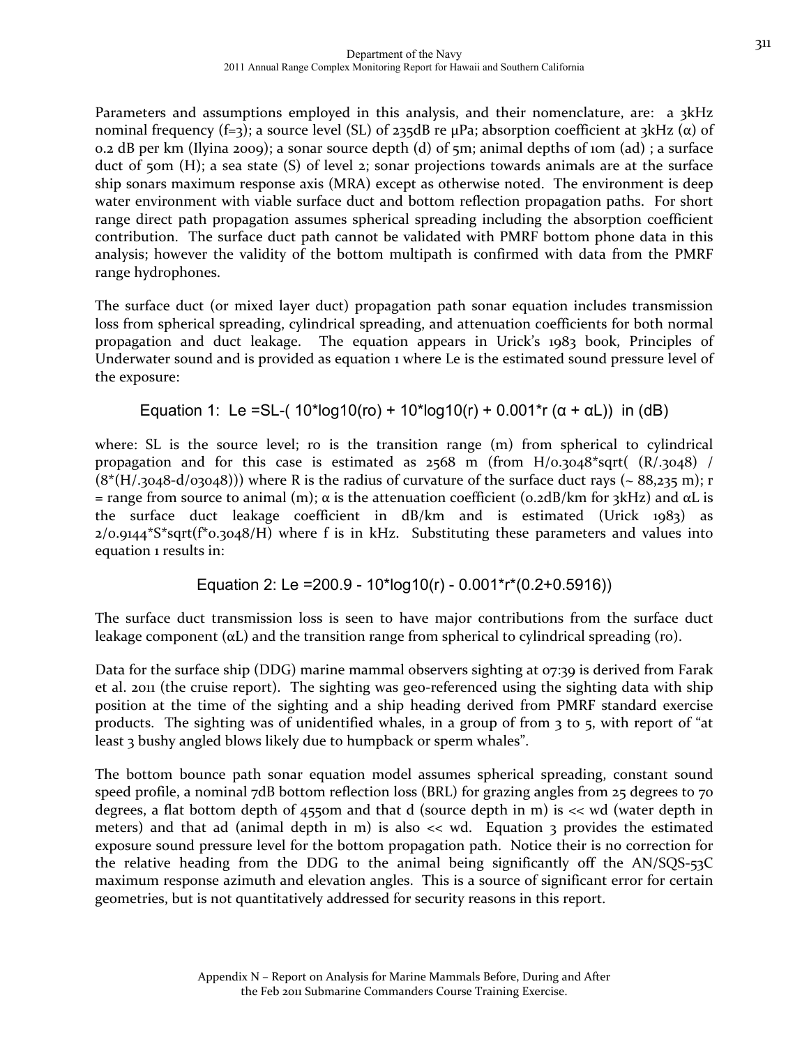Parameters and assumptions employed in this analysis, and their nomenclature, are: a 3kHz nominal frequency (f=3); a source level (SL) of 235dB re μPa; absorption coefficient at 3kHz ($\alpha$) of 0.2 dB per km (Ilyina 2009); a sonar source depth (d) of 5m; animal depths of 10m (ad) ; a surface duct of 50m (H); a sea state (S) of level 2; sonar projections towards animals are at the surface ship sonars maximum response axis (MRA) except as otherwise noted. The environment is deep water environment with viable surface duct and bottom reflection propagation paths. For short range direct path propagation assumes spherical spreading including the absorption coefficient contribution. The surface duct path cannot be validated with PMRF bottom phone data in this analysis; however the validity of the bottom multipath is confirmed with data from the PMRF range hydrophones.

The surface duct (or mixed layer duct) propagation path sonar equation includes transmission loss from spherical spreading, cylindrical spreading, and attenuation coefficients for both normal propagation and duct leakage. The equation appears in Urick's 1983 book, Principles of Underwater sound and is provided as equation 1 where Le is the estimated sound pressure level of the exposure:

$$\text{Equation 1: } Le = SL - (10 \cdot \log_{10}(ro) + 10 \cdot \log_{10}(r) + 0.001 \cdot r\,(\alpha + \alpha L)) \text{ in (dB)}$$

where: SL is the source level; ro is the transition range (m) from spherical to cylindrical propagation and for this case is estimated as 2568 m (from H/0.3048*sqrt( (R/.3048) / (8*(H/.3048-d/03048))) where R is the radius of curvature of the surface duct rays (~ 88,235 m); r = range from source to animal (m); $\alpha$ is the attenuation coefficient (0.2dB/km for 3kHz) and $\alpha L$ is the surface duct leakage coefficient in dB/km and is estimated (Urick 1983) as 2/0.9144*S*sqrt(f*0.3048/H) where f is in kHz. Substituting these parameters and values into equation 1 results in:

$$\text{Equation 2: } Le = 200.9 - 10 \cdot \log_{10}(r) - 0.001 \cdot r \cdot (0.2 + 0.5916)$$

The surface duct transmission loss is seen to have major contributions from the surface duct leakage component ($\alpha L$) and the transition range from spherical to cylindrical spreading (ro).

Data for the surface ship (DDG) marine mammal observers sighting at 07:39 is derived from Farak et al. 2011 (the cruise report). The sighting was geo-referenced using the sighting data with ship position at the time of the sighting and a ship heading derived from PMRF standard exercise products. The sighting was of unidentified whales, in a group of from 3 to 5, with report of "at least 3 bushy angled blows likely due to humpback or sperm whales".

The bottom bounce path sonar equation model assumes spherical spreading, constant sound speed profile, a nominal 7dB bottom reflection loss (BRL) for grazing angles from 25 degrees to 70 degrees, a flat bottom depth of 4550m and that d (source depth in m) is << wd (water depth in meters) and that ad (animal depth in m) is also << wd. Equation 3 provides the estimated exposure sound pressure level for the bottom propagation path. Notice their is no correction for the relative heading from the DDG to the animal being significantly off the AN/SQS-53C maximum response azimuth and elevation angles. This is a source of significant error for certain geometries, but is not quantitatively addressed for security reasons in this report.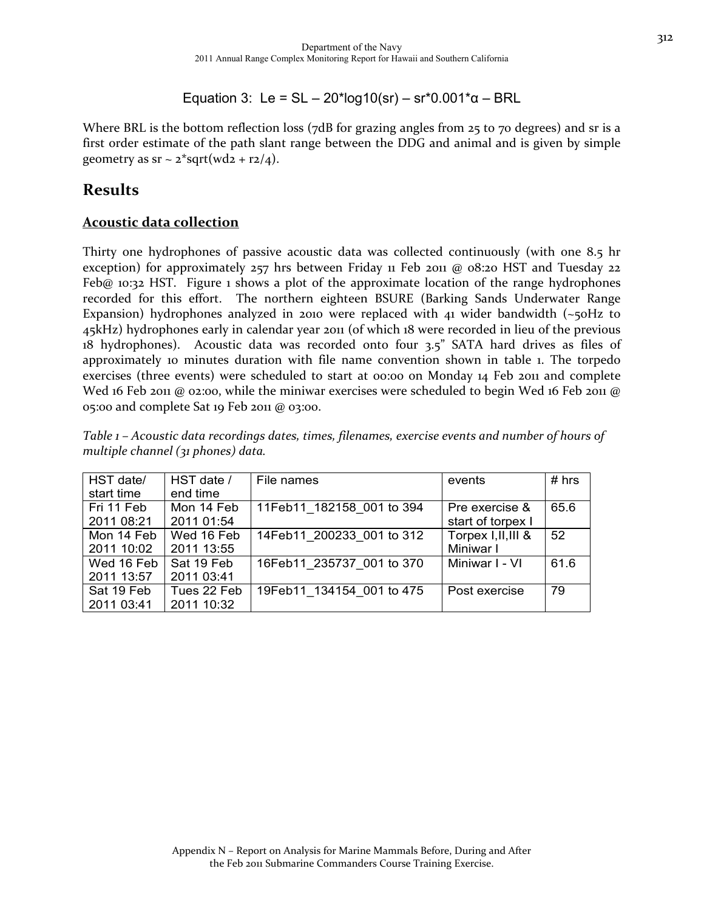$$\text{Equation 3: } Le = SL - 20*\log10(sr) - sr*0.001*\alpha - BRL$$

Where BRL is the bottom reflection loss (7dB for grazing angles from 25 to 70 degrees) and sr is a first order estimate of the path slant range between the DDG and animal and is given by simple geometry as sr ~ 2*sqrt(wd2 + r2/4).

## Results

### Acoustic data collection

Thirty one hydrophones of passive acoustic data was collected continuously (with one 8.5 hr exception) for approximately 257 hrs between Friday 11 Feb 2011 @ 08:20 HST and Tuesday 22 Feb@ 10:32 HST. Figure 1 shows a plot of the approximate location of the range hydrophones recorded for this effort. The northern eighteen BSURE (Barking Sands Underwater Range Expansion) hydrophones analyzed in 2010 were replaced with 41 wider bandwidth (~50Hz to 45kHz) hydrophones early in calendar year 2011 (of which 18 were recorded in lieu of the previous 18 hydrophones). Acoustic data was recorded onto four 3.5" SATA hard drives as files of approximately 10 minutes duration with file name convention shown in table 1. The torpedo exercises (three events) were scheduled to start at 00:00 on Monday 14 Feb 2011 and complete Wed 16 Feb 2011 @ 02:00, while the miniwar exercises were scheduled to begin Wed 16 Feb 2011 @ 05:00 and complete Sat 19 Feb 2011 @ 03:00.

*Table 1 – Acoustic data recordings dates, times, filenames, exercise events and number of hours of multiple channel (31 phones) data.*

| HST date/ start time | HST date / end time | File names | events | # hrs |
|---|---|---|---|---|
| Fri 11 Feb 2011 08:21 | Mon 14 Feb 2011 01:54 | 11Feb11_182158_001 to 394 | Pre exercise & start of torpex I | 65.6 |
| Mon 14 Feb 2011 10:02 | Wed 16 Feb 2011 13:55 | 14Feb11_200233_001 to 312 | Torpex I,II,III & Miniwar I | 52 |
| Wed 16 Feb 2011 13:57 | Sat 19 Feb 2011 03:41 | 16Feb11_235737_001 to 370 | Miniwar I - VI | 61.6 |
| Sat 19 Feb 2011 03:41 | Tues 22 Feb 2011 10:32 | 19Feb11_134154_001 to 475 | Post exercise | 79 |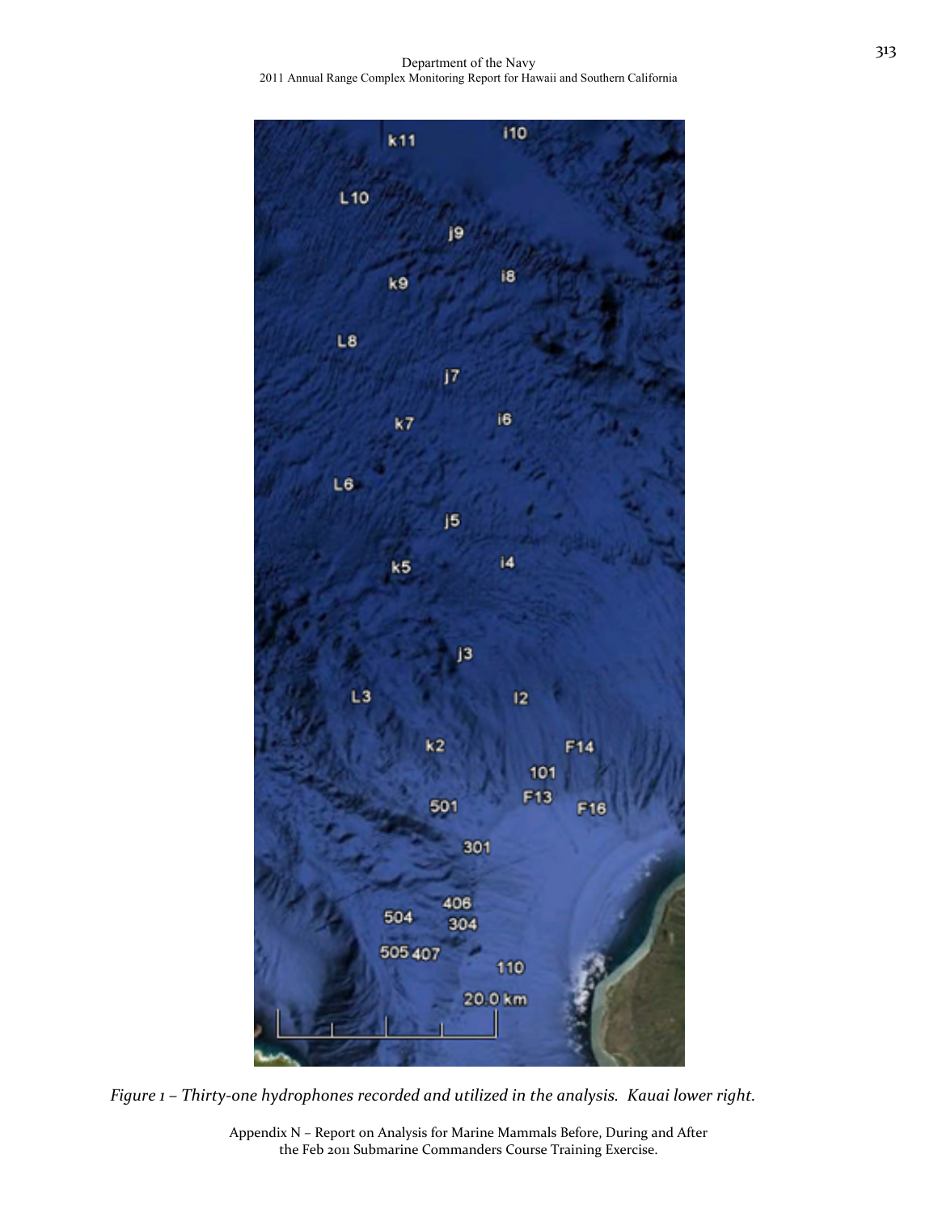*Figure 1 – Thirty-one hydrophones recorded and utilized in the analysis. Kauai lower right.*

Appendix N – Report on Analysis for Marine Mammals Before, During and After the Feb 2011 Submarine Commanders Course Training Exercise.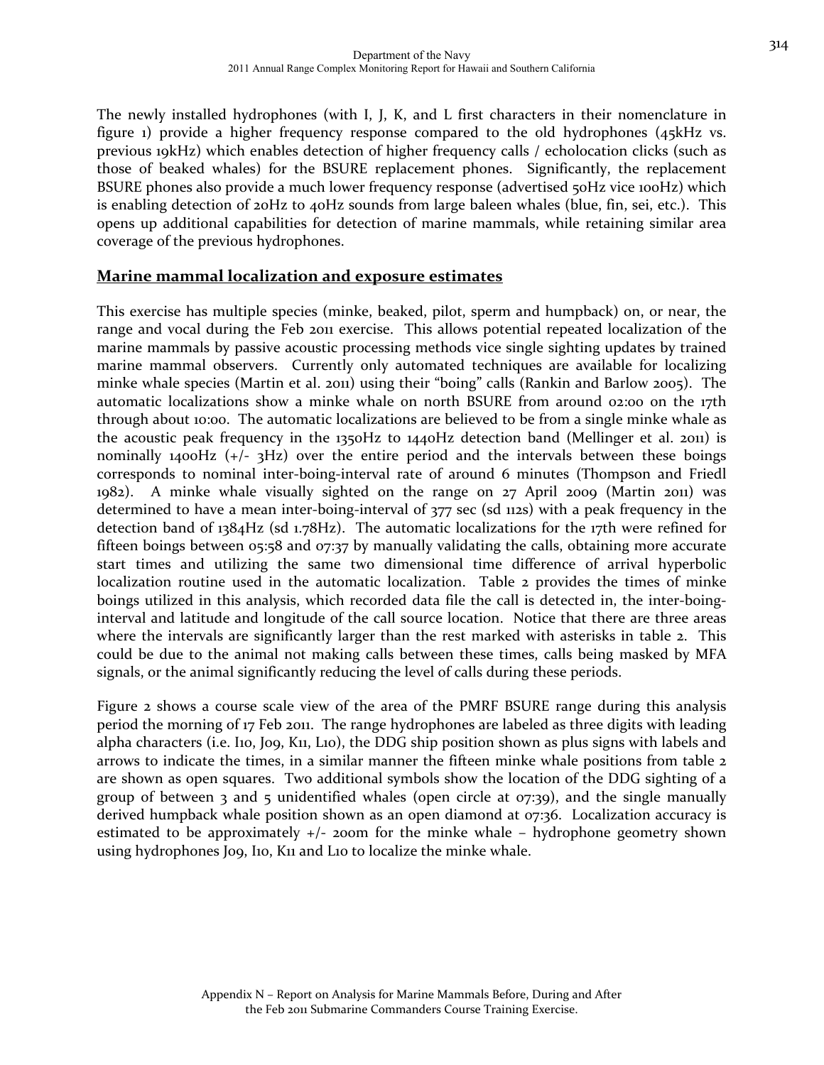The newly installed hydrophones (with I, J, K, and L first characters in their nomenclature in figure 1) provide a higher frequency response compared to the old hydrophones (45kHz vs. previous 19kHz) which enables detection of higher frequency calls / echolocation clicks (such as those of beaked whales) for the BSURE replacement phones. Significantly, the replacement BSURE phones also provide a much lower frequency response (advertised 50Hz vice 100Hz) which is enabling detection of 20Hz to 40Hz sounds from large baleen whales (blue, fin, sei, etc.). This opens up additional capabilities for detection of marine mammals, while retaining similar area coverage of the previous hydrophones.

## Marine mammal localization and exposure estimates

This exercise has multiple species (minke, beaked, pilot, sperm and humpback) on, or near, the range and vocal during the Feb 2011 exercise. This allows potential repeated localization of the marine mammals by passive acoustic processing methods vice single sighting updates by trained marine mammal observers. Currently only automated techniques are available for localizing minke whale species (Martin et al. 2011) using their "boing" calls (Rankin and Barlow 2005). The automatic localizations show a minke whale on north BSURE from around 02:00 on the 17th through about 10:00. The automatic localizations are believed to be from a single minke whale as the acoustic peak frequency in the 1350Hz to 1440Hz detection band (Mellinger et al. 2011) is nominally 1400Hz (+/- 3Hz) over the entire period and the intervals between these boings corresponds to nominal inter-boing-interval rate of around 6 minutes (Thompson and Friedl 1982). A minke whale visually sighted on the range on 27 April 2009 (Martin 2011) was determined to have a mean inter-boing-interval of 377 sec (sd 112s) with a peak frequency in the detection band of 1384Hz (sd 1.78Hz). The automatic localizations for the 17th were refined for fifteen boings between 05:58 and 07:37 by manually validating the calls, obtaining more accurate start times and utilizing the same two dimensional time difference of arrival hyperbolic localization routine used in the automatic localization. Table 2 provides the times of minke boings utilized in this analysis, which recorded data file the call is detected in, the inter-boing-interval and latitude and longitude of the call source location. Notice that there are three areas where the intervals are significantly larger than the rest marked with asterisks in table 2. This could be due to the animal not making calls between these times, calls being masked by MFA signals, or the animal significantly reducing the level of calls during these periods.

Figure 2 shows a course scale view of the area of the PMRF BSURE range during this analysis period the morning of 17 Feb 2011. The range hydrophones are labeled as three digits with leading alpha characters (i.e. I10, J09, K11, L10), the DDG ship position shown as plus signs with labels and arrows to indicate the times, in a similar manner the fifteen minke whale positions from table 2 are shown as open squares. Two additional symbols show the location of the DDG sighting of a group of between 3 and 5 unidentified whales (open circle at 07:39), and the single manually derived humpback whale position shown as an open diamond at 07:36. Localization accuracy is estimated to be approximately +/- 200m for the minke whale – hydrophone geometry shown using hydrophones J09, I10, K11 and L10 to localize the minke whale.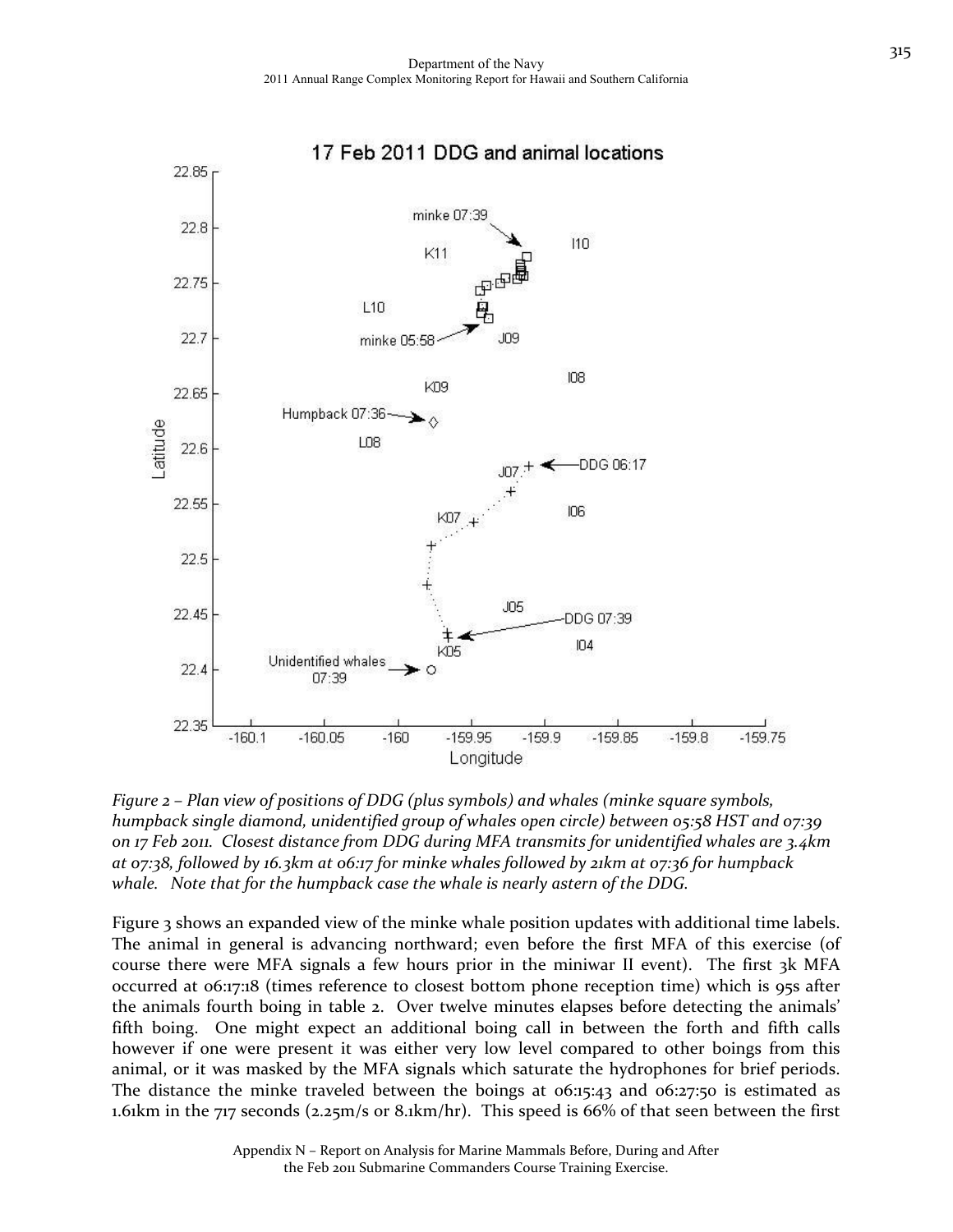*Figure 2 – Plan view of positions of DDG (plus symbols) and whales (minke square symbols, humpback single diamond, unidentified group of whales open circle) between 05:58 HST and 07:39 on 17 Feb 2011. Closest distance from DDG during MFA transmits for unidentified whales are 3.4km at 07:38, followed by 16.3km at 06:17 for minke whales followed by 21km at 07:36 for humpback whale. Note that for the humpback case the whale is nearly astern of the DDG.*

Figure 3 shows an expanded view of the minke whale position updates with additional time labels. The animal in general is advancing northward; even before the first MFA of this exercise (of course there were MFA signals a few hours prior in the miniwar II event). The first 3k MFA occurred at 06:17:18 (times reference to closest bottom phone reception time) which is 95s after the animals fourth boing in table 2. Over twelve minutes elapses before detecting the animals' fifth boing. One might expect an additional boing call in between the forth and fifth calls however if one were present it was either very low level compared to other boings from this animal, or it was masked by the MFA signals which saturate the hydrophones for brief periods. The distance the minke traveled between the boings at 06:15:43 and 06:27:50 is estimated as 1.61km in the 717 seconds (2.25m/s or 8.1km/hr). This speed is 66% of that seen between the first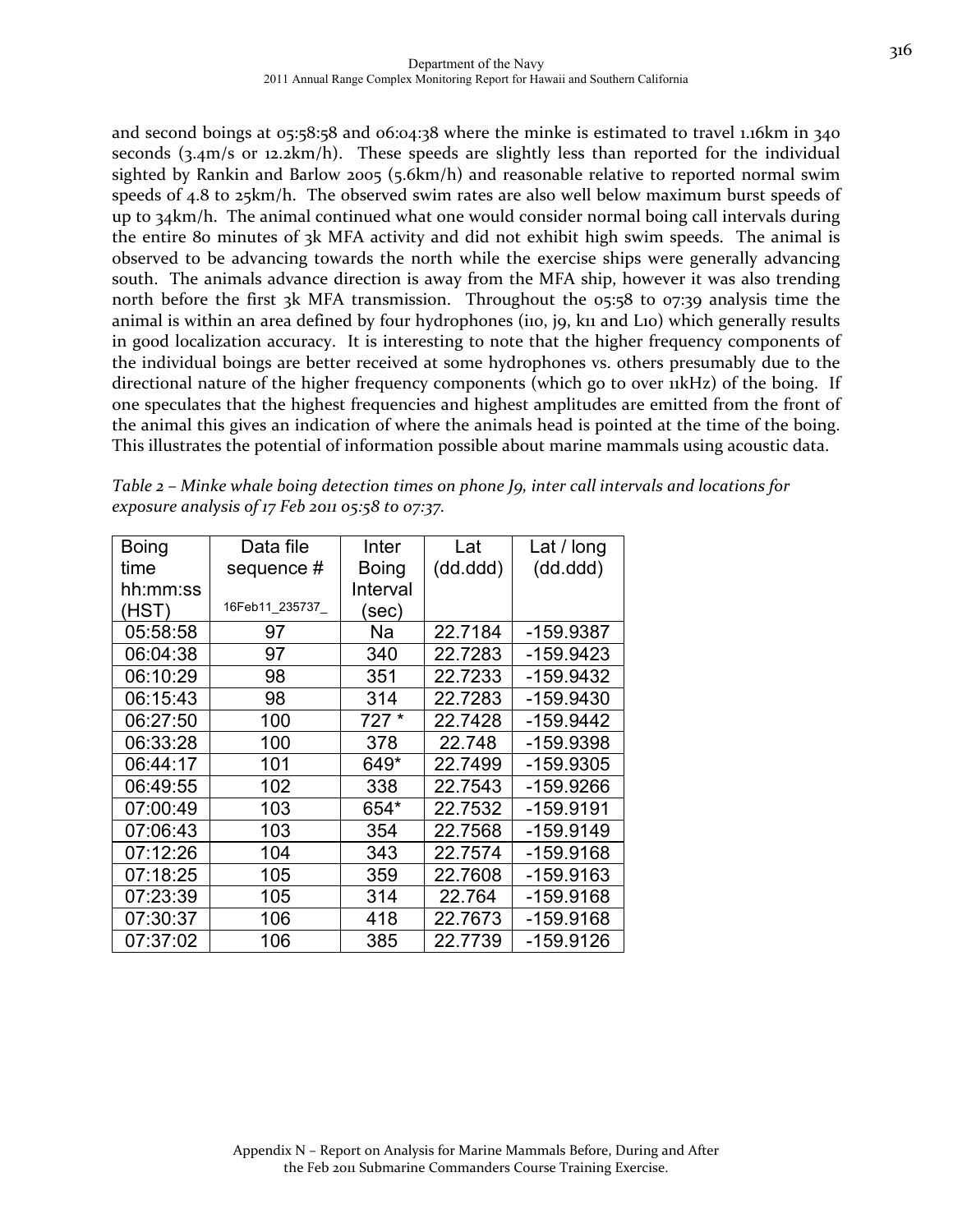and second boings at 05:58:58 and 06:04:38 where the minke is estimated to travel 1.16km in 340 seconds (3.4m/s or 12.2km/h). These speeds are slightly less than reported for the individual sighted by Rankin and Barlow 2005 (5.6km/h) and reasonable relative to reported normal swim speeds of 4.8 to 25km/h. The observed swim rates are also well below maximum burst speeds of up to 34km/h. The animal continued what one would consider normal boing call intervals during the entire 80 minutes of 3k MFA activity and did not exhibit high swim speeds. The animal is observed to be advancing towards the north while the exercise ships were generally advancing south. The animals advance direction is away from the MFA ship, however it was also trending north before the first 3k MFA transmission. Throughout the 05:58 to 07:39 analysis time the animal is within an area defined by four hydrophones (i10, j9, k11 and L10) which generally results in good localization accuracy. It is interesting to note that the higher frequency components of the individual boings are better received at some hydrophones vs. others presumably due to the directional nature of the higher frequency components (which go to over 11kHz) of the boing. If one speculates that the highest frequencies and highest amplitudes are emitted from the front of the animal this gives an indication of where the animals head is pointed at the time of the boing. This illustrates the potential of information possible about marine mammals using acoustic data.

*Table 2 – Minke whale boing detection times on phone J9, inter call intervals and locations for exposure analysis of 17 Feb 2011 05:58 to 07:37.*

| Boing time hh:mm:ss (HST) | Data file sequence # 16Feb11_235737_ | Inter Boing Interval (sec) | Lat (dd.ddd) | Lat / long (dd.ddd) |
|---|---|---|---|---|
| 05:58:58 | 97 | Na | 22.7184 | -159.9387 |
| 06:04:38 | 97 | 340 | 22.7283 | -159.9423 |
| 06:10:29 | 98 | 351 | 22.7233 | -159.9432 |
| 06:15:43 | 98 | 314 | 22.7283 | -159.9430 |
| 06:27:50 | 100 | 727 * | 22.7428 | -159.9442 |
| 06:33:28 | 100 | 378 | 22.748 | -159.9398 |
| 06:44:17 | 101 | 649* | 22.7499 | -159.9305 |
| 06:49:55 | 102 | 338 | 22.7543 | -159.9266 |
| 07:00:49 | 103 | 654* | 22.7532 | -159.9191 |
| 07:06:43 | 103 | 354 | 22.7568 | -159.9149 |
| 07:12:26 | 104 | 343 | 22.7574 | -159.9168 |
| 07:18:25 | 105 | 359 | 22.7608 | -159.9163 |
| 07:23:39 | 105 | 314 | 22.764 | -159.9168 |
| 07:30:37 | 106 | 418 | 22.7673 | -159.9168 |
| 07:37:02 | 106 | 385 | 22.7739 | -159.9126 |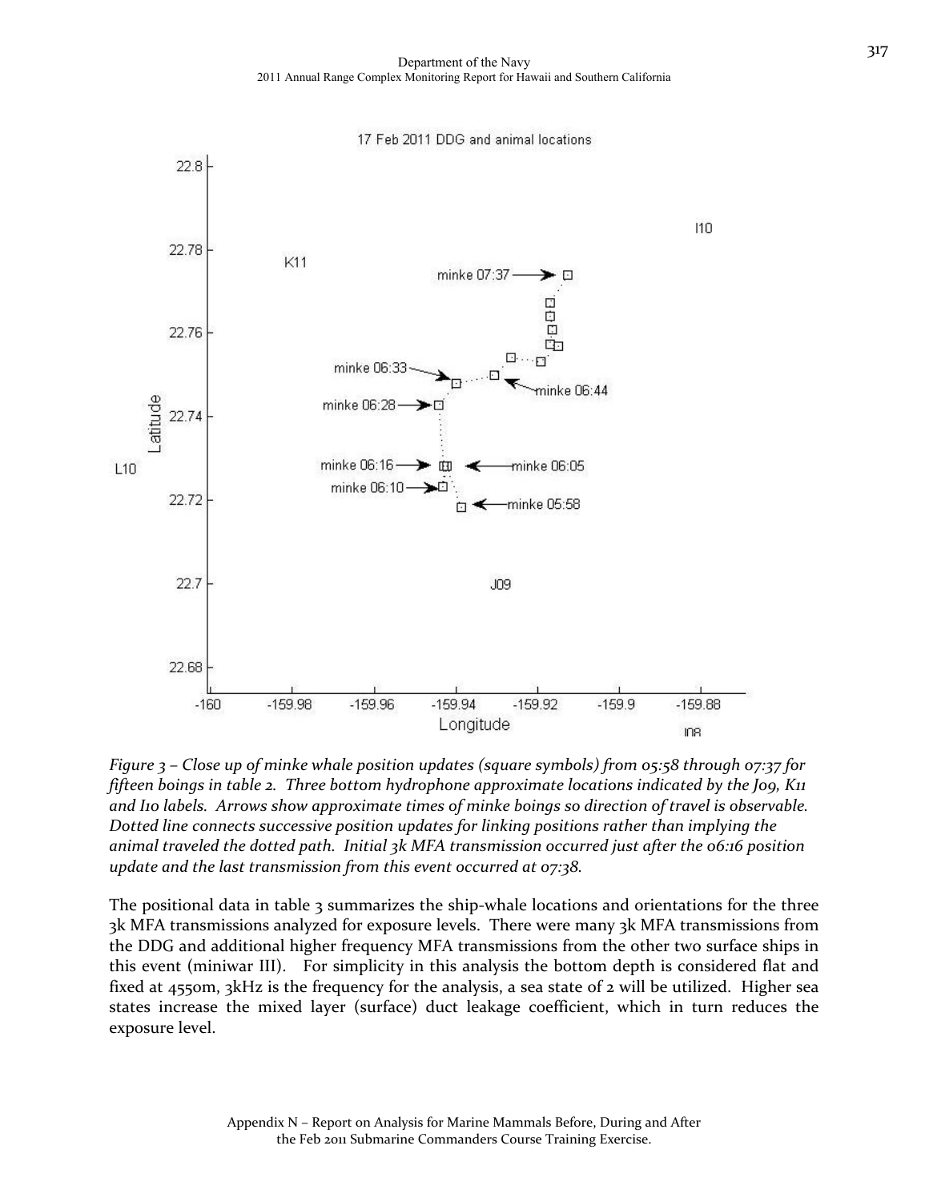*Figure 3 – Close up of minke whale position updates (square symbols) from 05:58 through 07:37 for fifteen boings in table 2. Three bottom hydrophone approximate locations indicated by the J09, K11 and I10 labels. Arrows show approximate times of minke boings so direction of travel is observable. Dotted line connects successive position updates for linking positions rather than implying the animal traveled the dotted path. Initial 3k MFA transmission occurred just after the 06:16 position update and the last transmission from this event occurred at 07:38.*

The positional data in table 3 summarizes the ship-whale locations and orientations for the three 3k MFA transmissions analyzed for exposure levels. There were many 3k MFA transmissions from the DDG and additional higher frequency MFA transmissions from the other two surface ships in this event (miniwar III). For simplicity in this analysis the bottom depth is considered flat and fixed at 4550m, 3kHz is the frequency for the analysis, a sea state of 2 will be utilized. Higher sea states increase the mixed layer (surface) duct leakage coefficient, which in turn reduces the exposure level.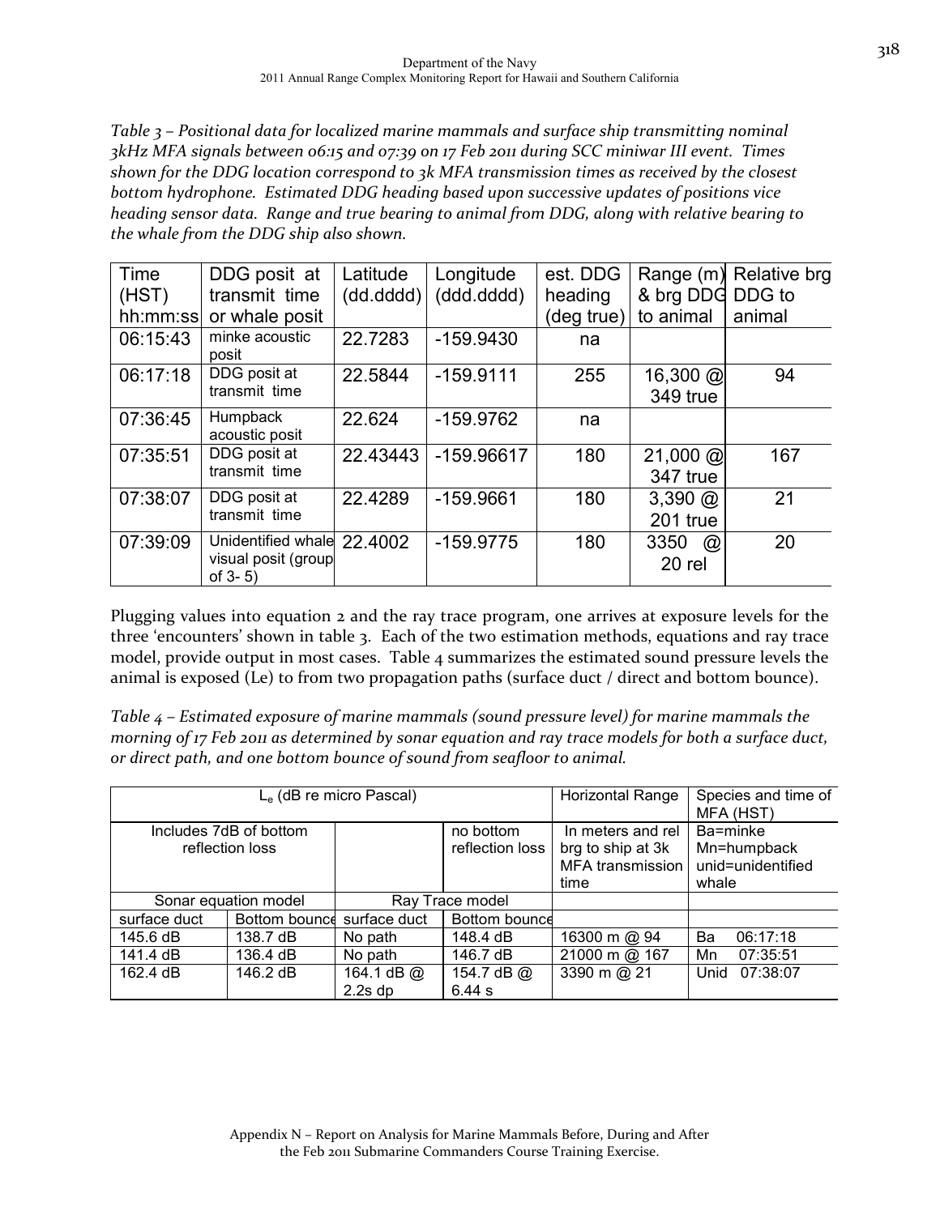*Table 3 – Positional data for localized marine mammals and surface ship transmitting nominal 3kHz MFA signals between 06:15 and 07:39 on 17 Feb 2011 during SCC miniwar III event. Times shown for the DDG location correspond to 3k MFA transmission times as received by the closest bottom hydrophone. Estimated DDG heading based upon successive updates of positions vice heading sensor data. Range and true bearing to animal from DDG, along with relative bearing to the whale from the DDG ship also shown.*

| Time (HST) hh:mm:ss | DDG posit at transmit time or whale posit | Latitude (dd.dddd) | Longitude (ddd.dddd) | est. DDG heading (deg true) | Range (m) & brg DDG to animal | Relative brg DDG to animal |
|---|---|---|---|---|---|---|
| 06:15:43 | minke acoustic posit | 22.7283 | -159.9430 | na | | |
| 06:17:18 | DDG posit at transmit time | 22.5844 | -159.9111 | 255 | 16,300 @ 349 true | 94 |
| 07:36:45 | Humpback acoustic posit | 22.624 | -159.9762 | na | | |
| 07:35:51 | DDG posit at transmit time | 22.43443 | -159.96617 | 180 | 21,000 @ 347 true | 167 |
| 07:38:07 | DDG posit at transmit time | 22.4289 | -159.9661 | 180 | 3,390 @ 201 true | 21 |
| 07:39:09 | Unidentified whale visual posit (group of 3- 5) | 22.4002 | -159.9775 | 180 | 3350 @ 20 rel | 20 |

Plugging values into equation 2 and the ray trace program, one arrives at exposure levels for the three 'encounters' shown in table 3. Each of the two estimation methods, equations and ray trace model, provide output in most cases. Table 4 summarizes the estimated sound pressure levels the animal is exposed (Le) to from two propagation paths (surface duct / direct and bottom bounce).

*Table 4 – Estimated exposure of marine mammals (sound pressure level) for marine mammals the morning of 17 Feb 2011 as determined by sonar equation and ray trace models for both a surface duct, or direct path, and one bottom bounce of sound from seafloor to animal.*

| $L_e$ (dB re micro Pascal) | | | | Horizontal Range | Species and time of MFA (HST) |
|---|---|---|---|---|---|
| Includes 7dB of bottom reflection loss | | | no bottom reflection loss | In meters and rel brg to ship at 3k MFA transmission time | Ba=minke Mn=humpback unid=unidentified whale |
| Sonar equation model | | Ray Trace model | | | |
| surface duct | Bottom bounce | surface duct | Bottom bounce | | |
| 145.6 dB | 138.7 dB | No path | 148.4 dB | 16300 m @ 94 | Ba 06:17:18 |
| 141.4 dB | 136.4 dB | No path | 146.7 dB | 21000 m @ 167 | Mn 07:35:51 |
| 162.4 dB | 146.2 dB | 164.1 dB @ 2.2s dp | 154.7 dB @ 6.44 s | 3390 m @ 21 | Unid 07:38:07 |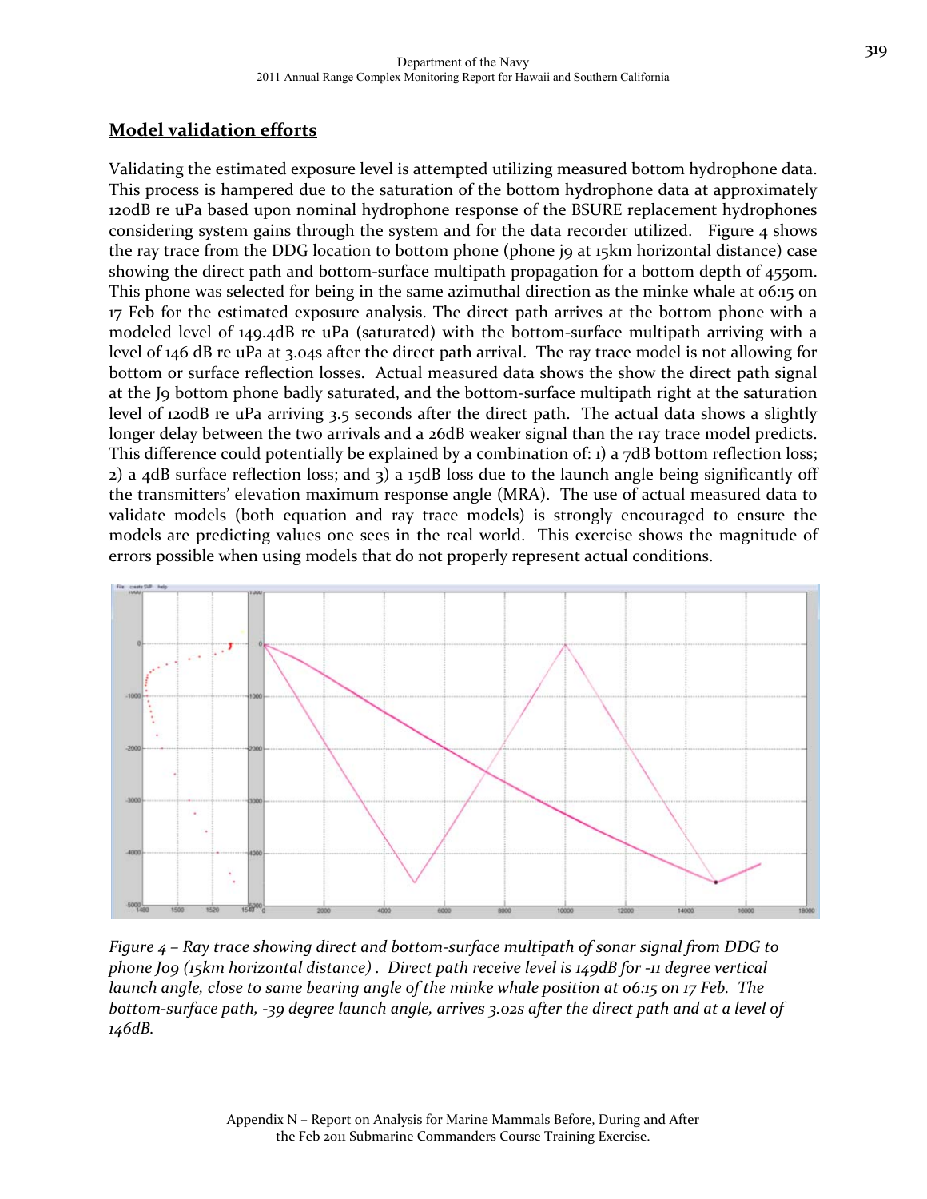## Model validation efforts

Validating the estimated exposure level is attempted utilizing measured bottom hydrophone data. This process is hampered due to the saturation of the bottom hydrophone data at approximately 120dB re uPa based upon nominal hydrophone response of the BSURE replacement hydrophones considering system gains through the system and for the data recorder utilized. Figure 4 shows the ray trace from the DDG location to bottom phone (phone j9 at 15km horizontal distance) case showing the direct path and bottom-surface multipath propagation for a bottom depth of 4550m. This phone was selected for being in the same azimuthal direction as the minke whale at 06:15 on 17 Feb for the estimated exposure analysis. The direct path arrives at the bottom phone with a modeled level of 149.4dB re uPa (saturated) with the bottom-surface multipath arriving with a level of 146 dB re uPa at 3.04s after the direct path arrival. The ray trace model is not allowing for bottom or surface reflection losses. Actual measured data shows the show the direct path signal at the J9 bottom phone badly saturated, and the bottom-surface multipath right at the saturation level of 120dB re uPa arriving 3.5 seconds after the direct path. The actual data shows a slightly longer delay between the two arrivals and a 26dB weaker signal than the ray trace model predicts. This difference could potentially be explained by a combination of: 1) a 7dB bottom reflection loss; 2) a 4dB surface reflection loss; and 3) a 15dB loss due to the launch angle being significantly off the transmitters' elevation maximum response angle (MRA). The use of actual measured data to validate models (both equation and ray trace models) is strongly encouraged to ensure the models are predicting values one sees in the real world. This exercise shows the magnitude of errors possible when using models that do not properly represent actual conditions.

*Figure 4 – Ray trace showing direct and bottom-surface multipath of sonar signal from DDG to phone J09 (15km horizontal distance) . Direct path receive level is 149dB for -11 degree vertical launch angle, close to same bearing angle of the minke whale position at 06:15 on 17 Feb. The bottom-surface path, -39 degree launch angle, arrives 3.02s after the direct path and at a level of 146dB.*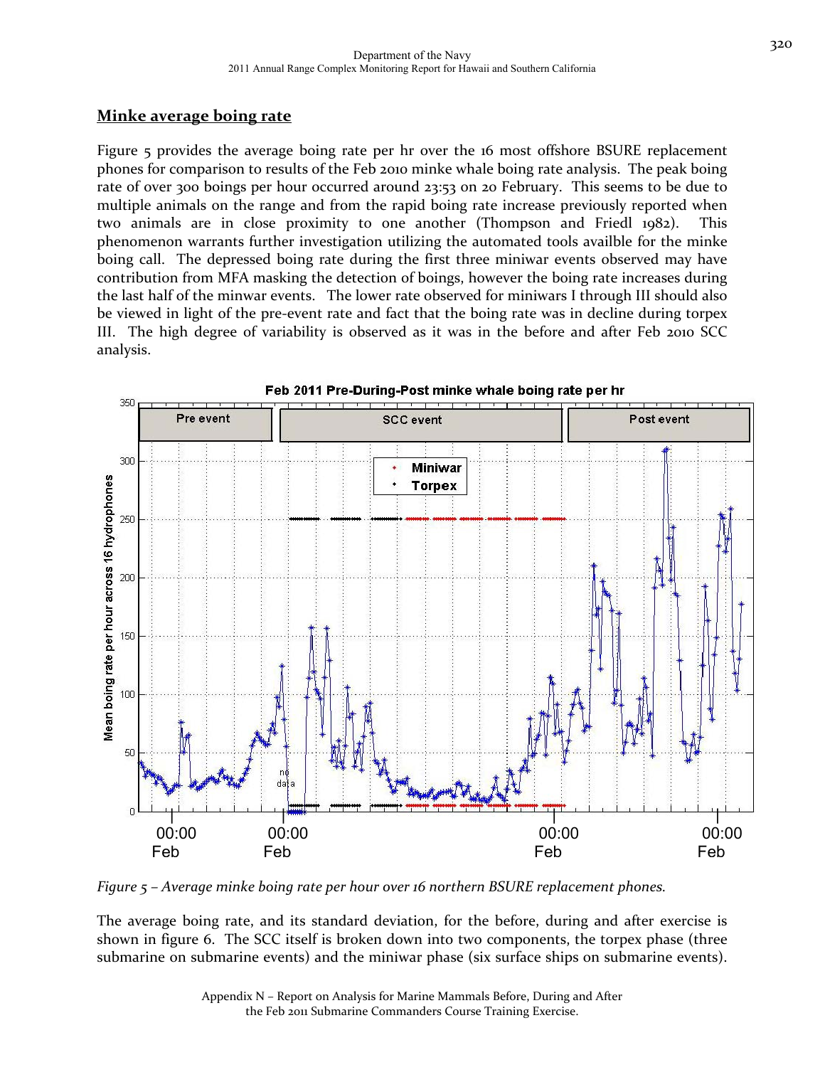## Minke average boing rate

Figure 5 provides the average boing rate per hr over the 16 most offshore BSURE replacement phones for comparison to results of the Feb 2010 minke whale boing rate analysis. The peak boing rate of over 300 boings per hour occurred around 23:53 on 20 February. This seems to be due to multiple animals on the range and from the rapid boing rate increase previously reported when two animals are in close proximity to one another (Thompson and Friedl 1982). This phenomenon warrants further investigation utilizing the automated tools availble for the minke boing call. The depressed boing rate during the first three miniwar events observed may have contribution from MFA masking the detection of boings, however the boing rate increases during the last half of the minwar events. The lower rate observed for miniwars I through III should also be viewed in light of the pre-event rate and fact that the boing rate was in decline during torpex III. The high degree of variability is observed as it was in the before and after Feb 2010 SCC analysis.

*Figure 5 – Average minke boing rate per hour over 16 northern BSURE replacement phones.*

The average boing rate, and its standard deviation, for the before, during and after exercise is shown in figure 6. The SCC itself is broken down into two components, the torpex phase (three submarine on submarine events) and the miniwar phase (six surface ships on submarine events).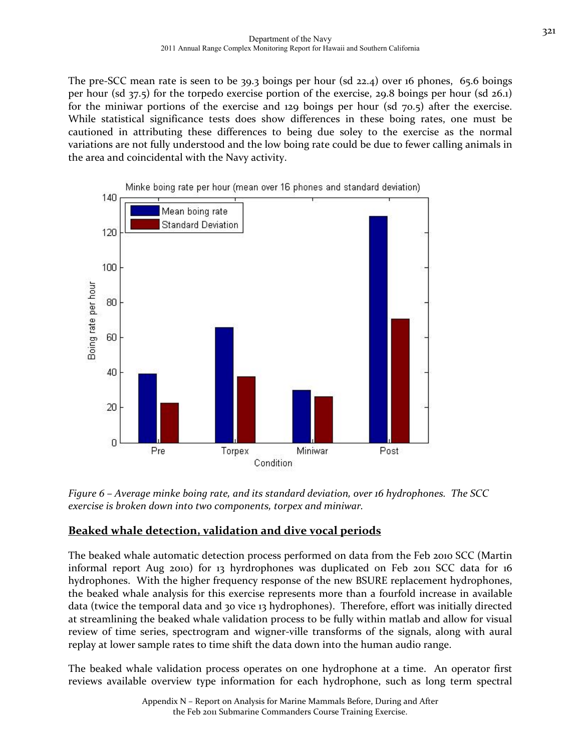The pre-SCC mean rate is seen to be 39.3 boings per hour (sd 22.4) over 16 phones, 65.6 boings per hour (sd 37.5) for the torpedo exercise portion of the exercise, 29.8 boings per hour (sd 26.1) for the miniwar portions of the exercise and 129 boings per hour (sd 70.5) after the exercise. While statistical significance tests does show differences in these boing rates, one must be cautioned in attributing these differences to being due soley to the exercise as the normal variations are not fully understood and the low boing rate could be due to fewer calling animals in the area and coincidental with the Navy activity.

*Figure 6 – Average minke boing rate, and its standard deviation, over 16 hydrophones. The SCC exercise is broken down into two components, torpex and miniwar.*

## Beaked whale detection, validation and dive vocal periods

The beaked whale automatic detection process performed on data from the Feb 2010 SCC (Martin informal report Aug 2010) for 13 hyrdrophones was duplicated on Feb 2011 SCC data for 16 hydrophones. With the higher frequency response of the new BSURE replacement hydrophones, the beaked whale analysis for this exercise represents more than a fourfold increase in available data (twice the temporal data and 30 vice 13 hydrophones). Therefore, effort was initially directed at streamlining the beaked whale validation process to be fully within matlab and allow for visual review of time series, spectrogram and wigner-ville transforms of the signals, along with aural replay at lower sample rates to time shift the data down into the human audio range.

The beaked whale validation process operates on one hydrophone at a time. An operator first reviews available overview type information for each hydrophone, such as long term spectral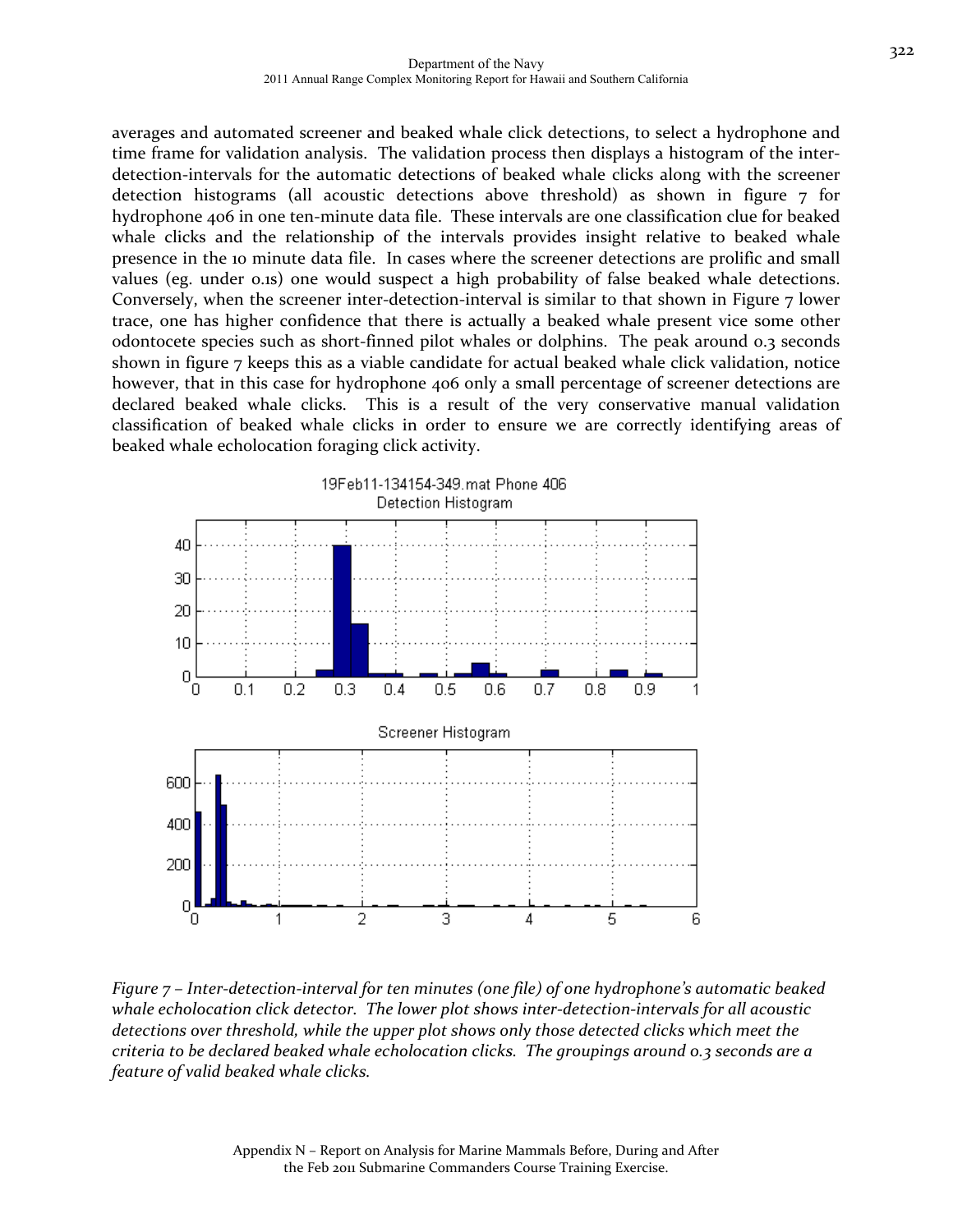averages and automated screener and beaked whale click detections, to select a hydrophone and time frame for validation analysis. The validation process then displays a histogram of the inter-detection-intervals for the automatic detections of beaked whale clicks along with the screener detection histograms (all acoustic detections above threshold) as shown in figure 7 for hydrophone 406 in one ten-minute data file. These intervals are one classification clue for beaked whale clicks and the relationship of the intervals provides insight relative to beaked whale presence in the 10 minute data file. In cases where the screener detections are prolific and small values (eg. under 0.1s) one would suspect a high probability of false beaked whale detections. Conversely, when the screener inter-detection-interval is similar to that shown in Figure 7 lower trace, one has higher confidence that there is actually a beaked whale present vice some other odontocete species such as short-finned pilot whales or dolphins. The peak around 0.3 seconds shown in figure 7 keeps this as a viable candidate for actual beaked whale click validation, notice however, that in this case for hydrophone 406 only a small percentage of screener detections are declared beaked whale clicks. This is a result of the very conservative manual validation classification of beaked whale clicks in order to ensure we are correctly identifying areas of beaked whale echolocation foraging click activity.

*Figure 7 – Inter-detection-interval for ten minutes (one file) of one hydrophone's automatic beaked whale echolocation click detector. The lower plot shows inter-detection-intervals for all acoustic detections over threshold, while the upper plot shows only those detected clicks which meet the criteria to be declared beaked whale echolocation clicks. The groupings around 0.3 seconds are a feature of valid beaked whale clicks.*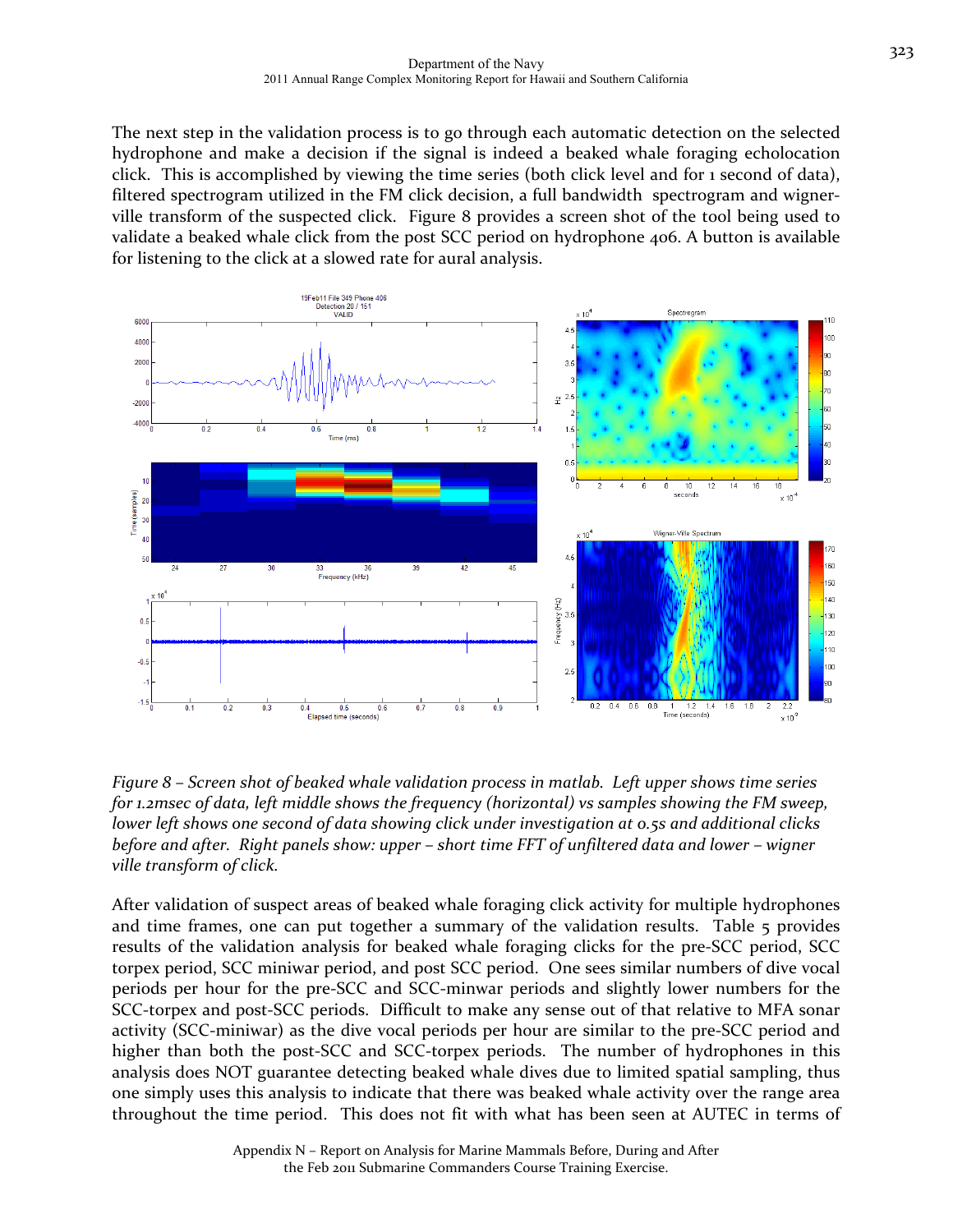The next step in the validation process is to go through each automatic detection on the selected hydrophone and make a decision if the signal is indeed a beaked whale foraging echolocation click. This is accomplished by viewing the time series (both click level and for 1 second of data), filtered spectrogram utilized in the FM click decision, a full bandwidth spectrogram and wigner-ville transform of the suspected click. Figure 8 provides a screen shot of the tool being used to validate a beaked whale click from the post SCC period on hydrophone 406. A button is available for listening to the click at a slowed rate for aural analysis.

*Figure 8 – Screen shot of beaked whale validation process in matlab. Left upper shows time series for 1.2msec of data, left middle shows the frequency (horizontal) vs samples showing the FM sweep, lower left shows one second of data showing click under investigation at 0.5s and additional clicks before and after. Right panels show: upper – short time FFT of unfiltered data and lower – wigner ville transform of click.*

After validation of suspect areas of beaked whale foraging click activity for multiple hydrophones and time frames, one can put together a summary of the validation results. Table 5 provides results of the validation analysis for beaked whale foraging clicks for the pre-SCC period, SCC torpex period, SCC miniwar period, and post SCC period. One sees similar numbers of dive vocal periods per hour for the pre-SCC and SCC-minwar periods and slightly lower numbers for the SCC-torpex and post-SCC periods. Difficult to make any sense out of that relative to MFA sonar activity (SCC-miniwar) as the dive vocal periods per hour are similar to the pre-SCC period and higher than both the post-SCC and SCC-torpex periods. The number of hydrophones in this analysis does NOT guarantee detecting beaked whale dives due to limited spatial sampling, thus one simply uses this analysis to indicate that there was beaked whale activity over the range area throughout the time period. This does not fit with what has been seen at AUTEC in terms of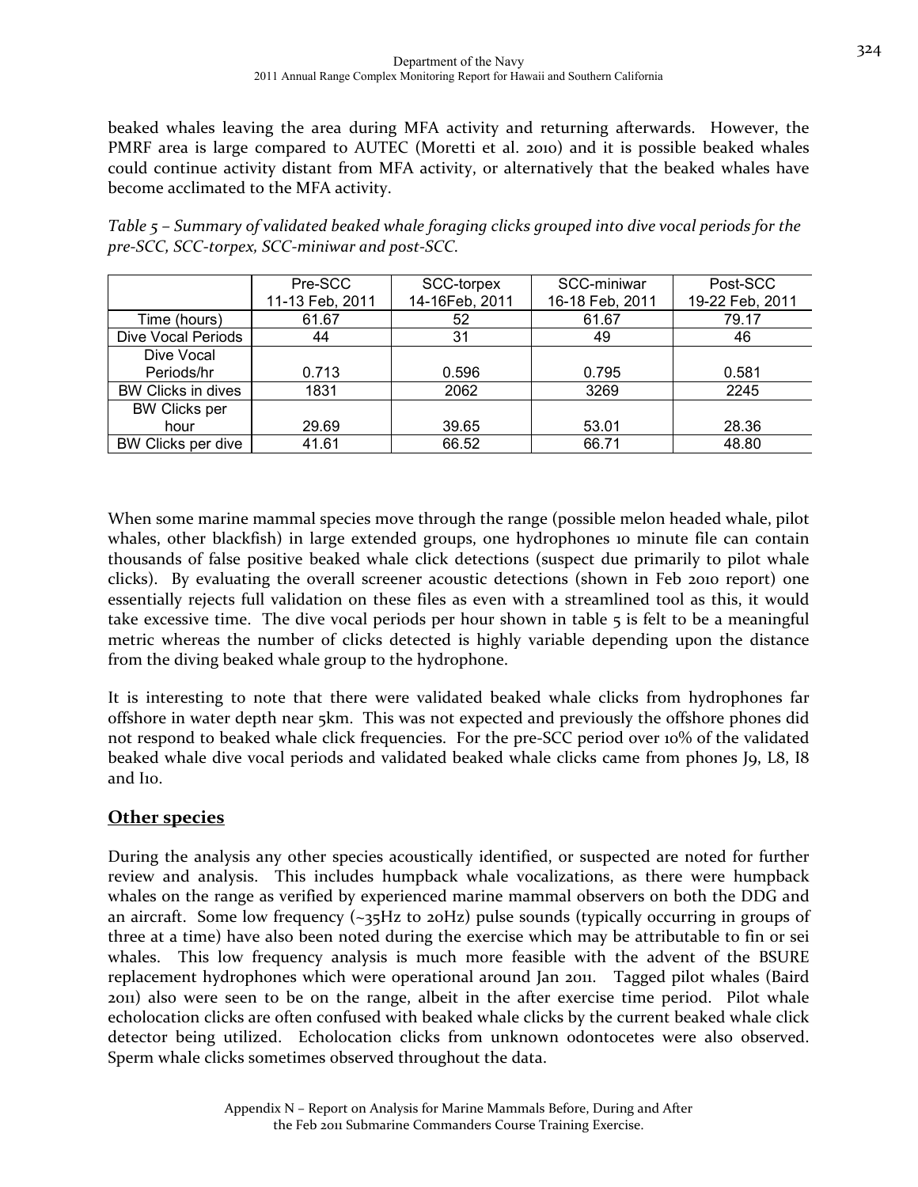beaked whales leaving the area during MFA activity and returning afterwards. However, the PMRF area is large compared to AUTEC (Moretti et al. 2010) and it is possible beaked whales could continue activity distant from MFA activity, or alternatively that the beaked whales have become acclimated to the MFA activity.

*Table 5 – Summary of validated beaked whale foraging clicks grouped into dive vocal periods for the pre-SCC, SCC-torpex, SCC-miniwar and post-SCC.*

| | Pre-SCC 11-13 Feb, 2011 | SCC-torpex 14-16Feb, 2011 | SCC-miniwar 16-18 Feb, 2011 | Post-SCC 19-22 Feb, 2011 |
|---|---|---|---|---|
| Time (hours) | 61.67 | 52 | 61.67 | 79.17 |
| Dive Vocal Periods | 44 | 31 | 49 | 46 |
| Dive Vocal Periods/hr | 0.713 | 0.596 | 0.795 | 0.581 |
| BW Clicks in dives | 1831 | 2062 | 3269 | 2245 |
| BW Clicks per hour | 29.69 | 39.65 | 53.01 | 28.36 |
| BW Clicks per dive | 41.61 | 66.52 | 66.71 | 48.80 |

When some marine mammal species move through the range (possible melon headed whale, pilot whales, other blackfish) in large extended groups, one hydrophones 10 minute file can contain thousands of false positive beaked whale click detections (suspect due primarily to pilot whale clicks). By evaluating the overall screener acoustic detections (shown in Feb 2010 report) one essentially rejects full validation on these files as even with a streamlined tool as this, it would take excessive time. The dive vocal periods per hour shown in table 5 is felt to be a meaningful metric whereas the number of clicks detected is highly variable depending upon the distance from the diving beaked whale group to the hydrophone.

It is interesting to note that there were validated beaked whale clicks from hydrophones far offshore in water depth near 5km. This was not expected and previously the offshore phones did not respond to beaked whale click frequencies. For the pre-SCC period over 10% of the validated beaked whale dive vocal periods and validated beaked whale clicks came from phones J9, L8, I8 and I10.

## Other species

During the analysis any other species acoustically identified, or suspected are noted for further review and analysis. This includes humpback whale vocalizations, as there were humpback whales on the range as verified by experienced marine mammal observers on both the DDG and an aircraft. Some low frequency (~35Hz to 20Hz) pulse sounds (typically occurring in groups of three at a time) have also been noted during the exercise which may be attributable to fin or sei whales. This low frequency analysis is much more feasible with the advent of the BSURE replacement hydrophones which were operational around Jan 2011. Tagged pilot whales (Baird 2011) also were seen to be on the range, albeit in the after exercise time period. Pilot whale echolocation clicks are often confused with beaked whale clicks by the current beaked whale click detector being utilized. Echolocation clicks from unknown odontocetes were also observed. Sperm whale clicks sometimes observed throughout the data.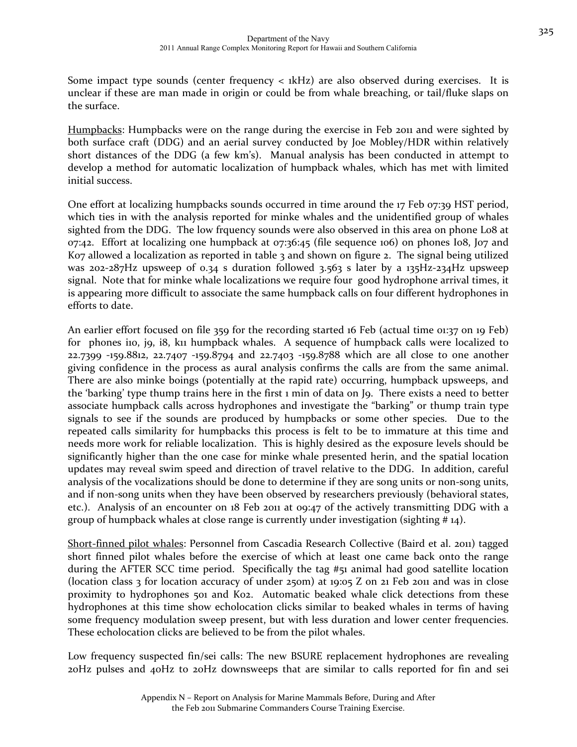Some impact type sounds (center frequency < 1kHz) are also observed during exercises. It is unclear if these are man made in origin or could be from whale breaching, or tail/fluke slaps on the surface.

Humpbacks: Humpbacks were on the range during the exercise in Feb 2011 and were sighted by both surface craft (DDG) and an aerial survey conducted by Joe Mobley/HDR within relatively short distances of the DDG (a few km's). Manual analysis has been conducted in attempt to develop a method for automatic localization of humpback whales, which has met with limited initial success.

One effort at localizing humpbacks sounds occurred in time around the 17 Feb 07:39 HST period, which ties in with the analysis reported for minke whales and the unidentified group of whales sighted from the DDG. The low frquency sounds were also observed in this area on phone L08 at 07:42. Effort at localizing one humpback at 07:36:45 (file sequence 106) on phones I08, J07 and K07 allowed a localization as reported in table 3 and shown on figure 2. The signal being utilized was 202-287Hz upsweep of 0.34 s duration followed 3.563 s later by a 135Hz-234Hz upsweep signal. Note that for minke whale localizations we require four good hydrophone arrival times, it is appearing more difficult to associate the same humpback calls on four different hydrophones in efforts to date.

An earlier effort focused on file 359 for the recording started 16 Feb (actual time 01:37 on 19 Feb) for phones i10, j9, i8, k11 humpback whales. A sequence of humpback calls were localized to 22.7399 -159.8812, 22.7407 -159.8794 and 22.7403 -159.8788 which are all close to one another giving confidence in the process as aural analysis confirms the calls are from the same animal. There are also minke boings (potentially at the rapid rate) occurring, humpback upsweeps, and the 'barking' type thump trains here in the first 1 min of data on J9. There exists a need to better associate humpback calls across hydrophones and investigate the "barking" or thump train type signals to see if the sounds are produced by humpbacks or some other species. Due to the repeated calls similarity for humpbacks this process is felt to be to immature at this time and needs more work for reliable localization. This is highly desired as the exposure levels should be significantly higher than the one case for minke whale presented herin, and the spatial location updates may reveal swim speed and direction of travel relative to the DDG. In addition, careful analysis of the vocalizations should be done to determine if they are song units or non-song units, and if non-song units when they have been observed by researchers previously (behavioral states, etc.). Analysis of an encounter on 18 Feb 2011 at 09:47 of the actively transmitting DDG with a group of humpback whales at close range is currently under investigation (sighting # 14).

Short-finned pilot whales: Personnel from Cascadia Research Collective (Baird et al. 2011) tagged short finned pilot whales before the exercise of which at least one came back onto the range during the AFTER SCC time period. Specifically the tag #51 animal had good satellite location (location class 3 for location accuracy of under 250m) at 19:05 Z on 21 Feb 2011 and was in close proximity to hydrophones 501 and K02. Automatic beaked whale click detections from these hydrophones at this time show echolocation clicks similar to beaked whales in terms of having some frequency modulation sweep present, but with less duration and lower center frequencies. These echolocation clicks are believed to be from the pilot whales.

Low frequency suspected fin/sei calls: The new BSURE replacement hydrophones are revealing 20Hz pulses and 40Hz to 20Hz downsweeps that are similar to calls reported for fin and sei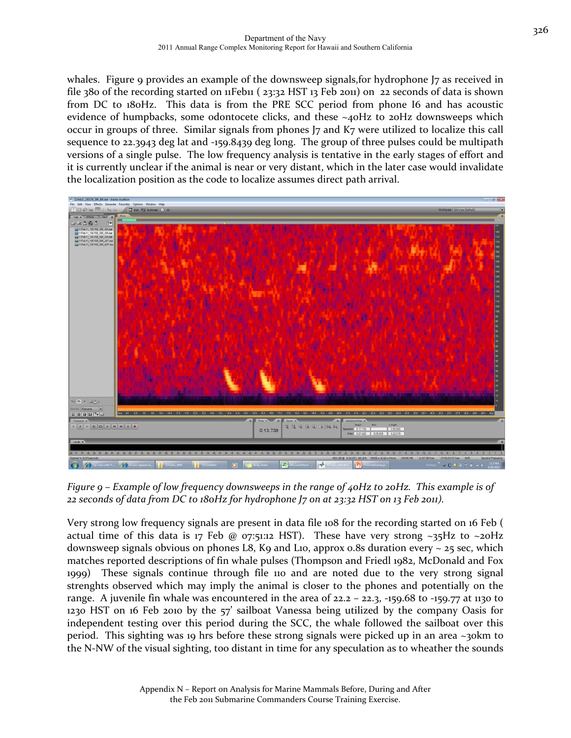whales. Figure 9 provides an example of the downsweep signals,for hydrophone J7 as received in file 380 of the recording started on 11Feb11 ( 23:32 HST 13 Feb 2011) on 22 seconds of data is shown from DC to 180Hz. This data is from the PRE SCC period from phone I6 and has acoustic evidence of humpbacks, some odontocete clicks, and these ~40Hz to 20Hz downsweeps which occur in groups of three. Similar signals from phones J7 and K7 were utilized to localize this call sequence to 22.3943 deg lat and -159.8439 deg long. The group of three pulses could be multipath versions of a single pulse. The low frequency analysis is tentative in the early stages of effort and it is currently unclear if the animal is near or very distant, which in the later case would invalidate the localization position as the code to localize assumes direct path arrival.

*Figure 9 – Example of low frequency downsweeps in the range of 40Hz to 20Hz. This example is of 22 seconds of data from DC to 180Hz for hydrophone J7 on at 23:32 HST on 13 Feb 2011).*

Very strong low frequency signals are present in data file 108 for the recording started on 16 Feb ( actual time of this data is 17 Feb @ 07:51:12 HST). These have very strong ~35Hz to ~20Hz downsweep signals obvious on phones L8, K9 and L10, approx 0.8s duration every ~ 25 sec, which matches reported descriptions of fin whale pulses (Thompson and Friedl 1982, McDonald and Fox 1999) These signals continue through file 110 and are noted due to the very strong signal strenghts observed which may imply the animal is closer to the phones and potentially on the range. A juvenile fin whale was encountered in the area of 22.2 – 22.3, -159.68 to -159.77 at 1130 to 1230 HST on 16 Feb 2010 by the 57' sailboat Vanessa being utilized by the company Oasis for independent testing over this period during the SCC, the whale followed the sailboat over this period. This sighting was 19 hrs before these strong signals were picked up in an area ~30km to the N-NW of the visual sighting, too distant in time for any speculation as to wheather the sounds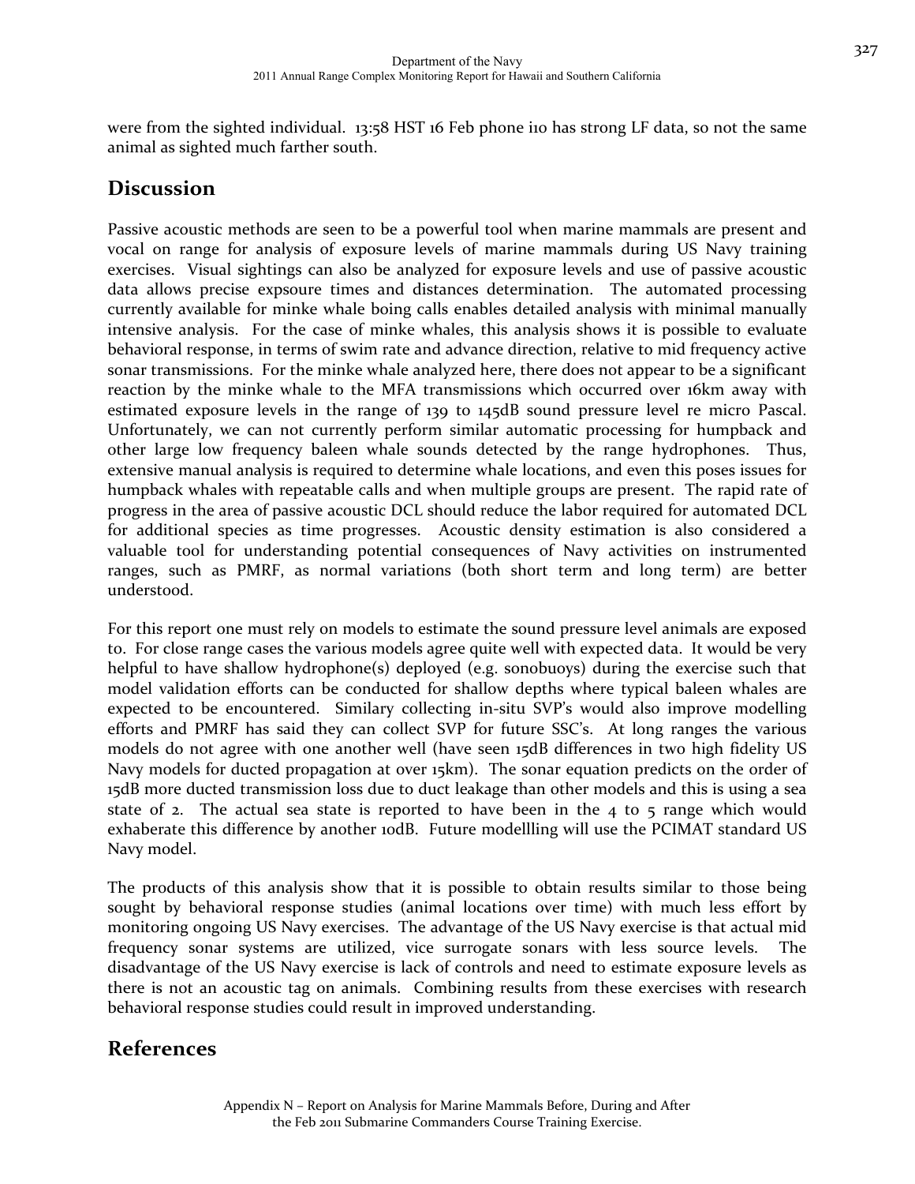were from the sighted individual. 13:58 HST 16 Feb phone i10 has strong LF data, so not the same animal as sighted much farther south.

## Discussion

Passive acoustic methods are seen to be a powerful tool when marine mammals are present and vocal on range for analysis of exposure levels of marine mammals during US Navy training exercises. Visual sightings can also be analyzed for exposure levels and use of passive acoustic data allows precise expsoure times and distances determination. The automated processing currently available for minke whale boing calls enables detailed analysis with minimal manually intensive analysis. For the case of minke whales, this analysis shows it is possible to evaluate behavioral response, in terms of swim rate and advance direction, relative to mid frequency active sonar transmissions. For the minke whale analyzed here, there does not appear to be a significant reaction by the minke whale to the MFA transmissions which occurred over 16km away with estimated exposure levels in the range of 139 to 145dB sound pressure level re micro Pascal. Unfortunately, we can not currently perform similar automatic processing for humpback and other large low frequency baleen whale sounds detected by the range hydrophones. Thus, extensive manual analysis is required to determine whale locations, and even this poses issues for humpback whales with repeatable calls and when multiple groups are present. The rapid rate of progress in the area of passive acoustic DCL should reduce the labor required for automated DCL for additional species as time progresses. Acoustic density estimation is also considered a valuable tool for understanding potential consequences of Navy activities on instrumented ranges, such as PMRF, as normal variations (both short term and long term) are better understood.

For this report one must rely on models to estimate the sound pressure level animals are exposed to. For close range cases the various models agree quite well with expected data. It would be very helpful to have shallow hydrophone(s) deployed (e.g. sonobuoys) during the exercise such that model validation efforts can be conducted for shallow depths where typical baleen whales are expected to be encountered. Similary collecting in-situ SVP's would also improve modelling efforts and PMRF has said they can collect SVP for future SSC's. At long ranges the various models do not agree with one another well (have seen 15dB differences in two high fidelity US Navy models for ducted propagation at over 15km). The sonar equation predicts on the order of 15dB more ducted transmission loss due to duct leakage than other models and this is using a sea state of 2. The actual sea state is reported to have been in the 4 to 5 range which would exhaberate this difference by another 10dB. Future modellling will use the PCIMAT standard US Navy model.

The products of this analysis show that it is possible to obtain results similar to those being sought by behavioral response studies (animal locations over time) with much less effort by monitoring ongoing US Navy exercises. The advantage of the US Navy exercise is that actual mid frequency sonar systems are utilized, vice surrogate sonars with less source levels. The disadvantage of the US Navy exercise is lack of controls and need to estimate exposure levels as there is not an acoustic tag on animals. Combining results from these exercises with research behavioral response studies could result in improved understanding.

## References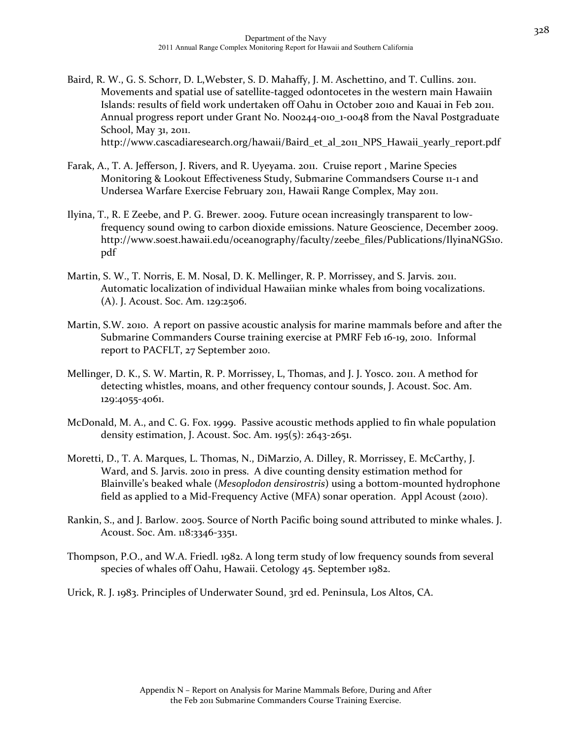Baird, R. W., G. S. Schorr, D. L,Webster, S. D. Mahaffy, J. M. Aschettino, and T. Cullins. 2011. Movements and spatial use of satellite-tagged odontocetes in the western main Hawaiin Islands: results of field work undertaken off Oahu in October 2010 and Kauai in Feb 2011. Annual progress report under Grant No. N00244-010_1-0048 from the Naval Postgraduate School, May 31, 2011. http://www.cascadiaresearch.org/hawaii/Baird_et_al_2011_NPS_Hawaii_yearly_report.pdf

Farak, A., T. A. Jefferson, J. Rivers, and R. Uyeyama. 2011. Cruise report , Marine Species Monitoring & Lookout Effectiveness Study, Submarine Commandsers Course 11-1 and Undersea Warfare Exercise February 2011, Hawaii Range Complex, May 2011.

Ilyina, T., R. E Zeebe, and P. G. Brewer. 2009. Future ocean increasingly transparent to low-frequency sound owing to carbon dioxide emissions. Nature Geoscience, December 2009. http://www.soest.hawaii.edu/oceanography/faculty/zeebe_files/Publications/IlyinaNGS10.pdf

Martin, S. W., T. Norris, E. M. Nosal, D. K. Mellinger, R. P. Morrissey, and S. Jarvis. 2011. Automatic localization of individual Hawaiian minke whales from boing vocalizations. (A). J. Acoust. Soc. Am. 129:2506.

Martin, S.W. 2010. A report on passive acoustic analysis for marine mammals before and after the Submarine Commanders Course training exercise at PMRF Feb 16-19, 2010. Informal report to PACFLT, 27 September 2010.

Mellinger, D. K., S. W. Martin, R. P. Morrissey, L, Thomas, and J. J. Yosco. 2011. A method for detecting whistles, moans, and other frequency contour sounds, J. Acoust. Soc. Am. 129:4055-4061.

McDonald, M. A., and C. G. Fox. 1999. Passive acoustic methods applied to fin whale population density estimation, J. Acoust. Soc. Am. 195(5): 2643-2651.

Moretti, D., T. A. Marques, L. Thomas, N., DiMarzio, A. Dilley, R. Morrissey, E. McCarthy, J. Ward, and S. Jarvis. 2010 in press. A dive counting density estimation method for Blainville's beaked whale (*Mesoplodon densirostris*) using a bottom-mounted hydrophone field as applied to a Mid-Frequency Active (MFA) sonar operation. Appl Acoust (2010).

Rankin, S., and J. Barlow. 2005. Source of North Pacific boing sound attributed to minke whales. J. Acoust. Soc. Am. 118:3346-3351.

Thompson, P.O., and W.A. Friedl. 1982. A long term study of low frequency sounds from several species of whales off Oahu, Hawaii. Cetology 45. September 1982.

Urick, R. J. 1983. Principles of Underwater Sound, 3rd ed. Peninsula, Los Altos, CA.